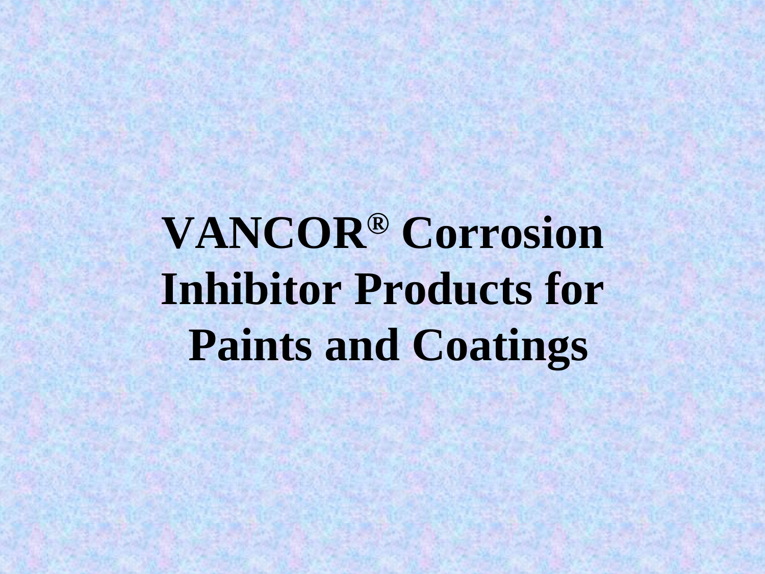# VANCOR® Corrosion Inhibitor Products for Paints and Coatings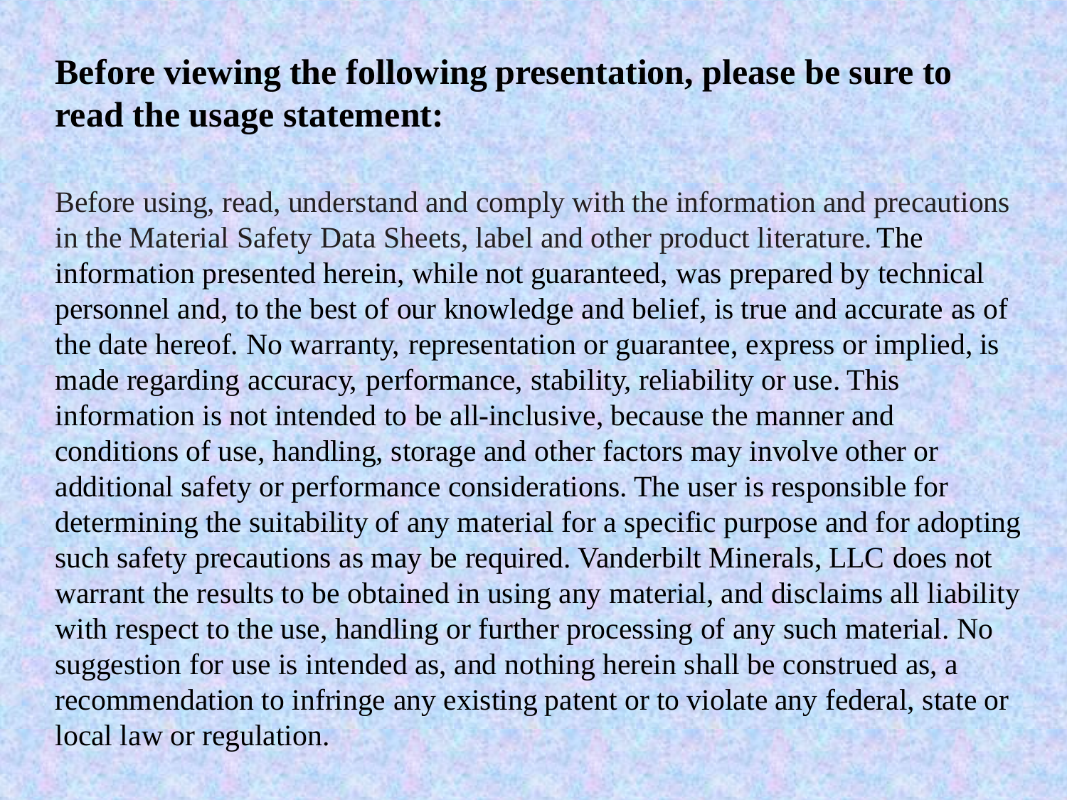**Before viewing the following presentation, please be sure to read the usage statement:**

Before using, read, understand and comply with the information and precautions in the Material Safety Data Sheets, label and other product literature. The information presented herein, while not guaranteed, was prepared by technical personnel and, to the best of our knowledge and belief, is true and accurate as of the date hereof. No warranty, representation or guarantee, express or implied, is made regarding accuracy, performance, stability, reliability or use. This information is not intended to be all-inclusive, because the manner and conditions of use, handling, storage and other factors may involve other or additional safety or performance considerations. The user is responsible for determining the suitability of any material for a specific purpose and for adopting such safety precautions as may be required. Vanderbilt Minerals, LLC does not warrant the results to be obtained in using any material, and disclaims all liability with respect to the use, handling or further processing of any such material. No suggestion for use is intended as, and nothing herein shall be construed as, a recommendation to infringe any existing patent or to violate any federal, state or local law or regulation.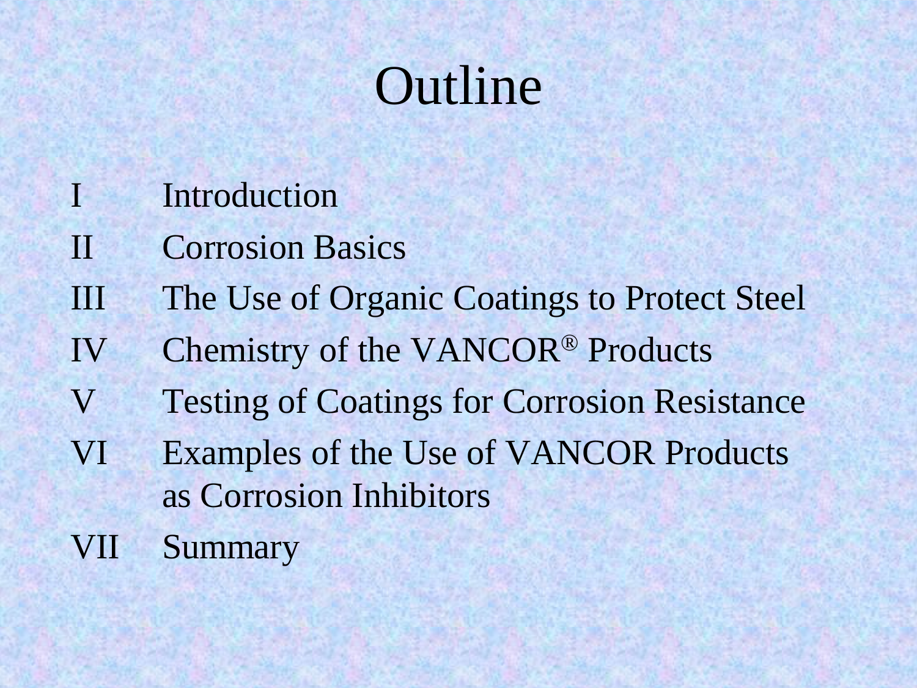# Outline

I Introduction

II Corrosion Basics

III The Use of Organic Coatings to Protect Steel

IV Chemistry of the VANCOR® Products

V Testing of Coatings for Corrosion Resistance

VI Examples of the Use of VANCOR Products as Corrosion Inhibitors

VII Summary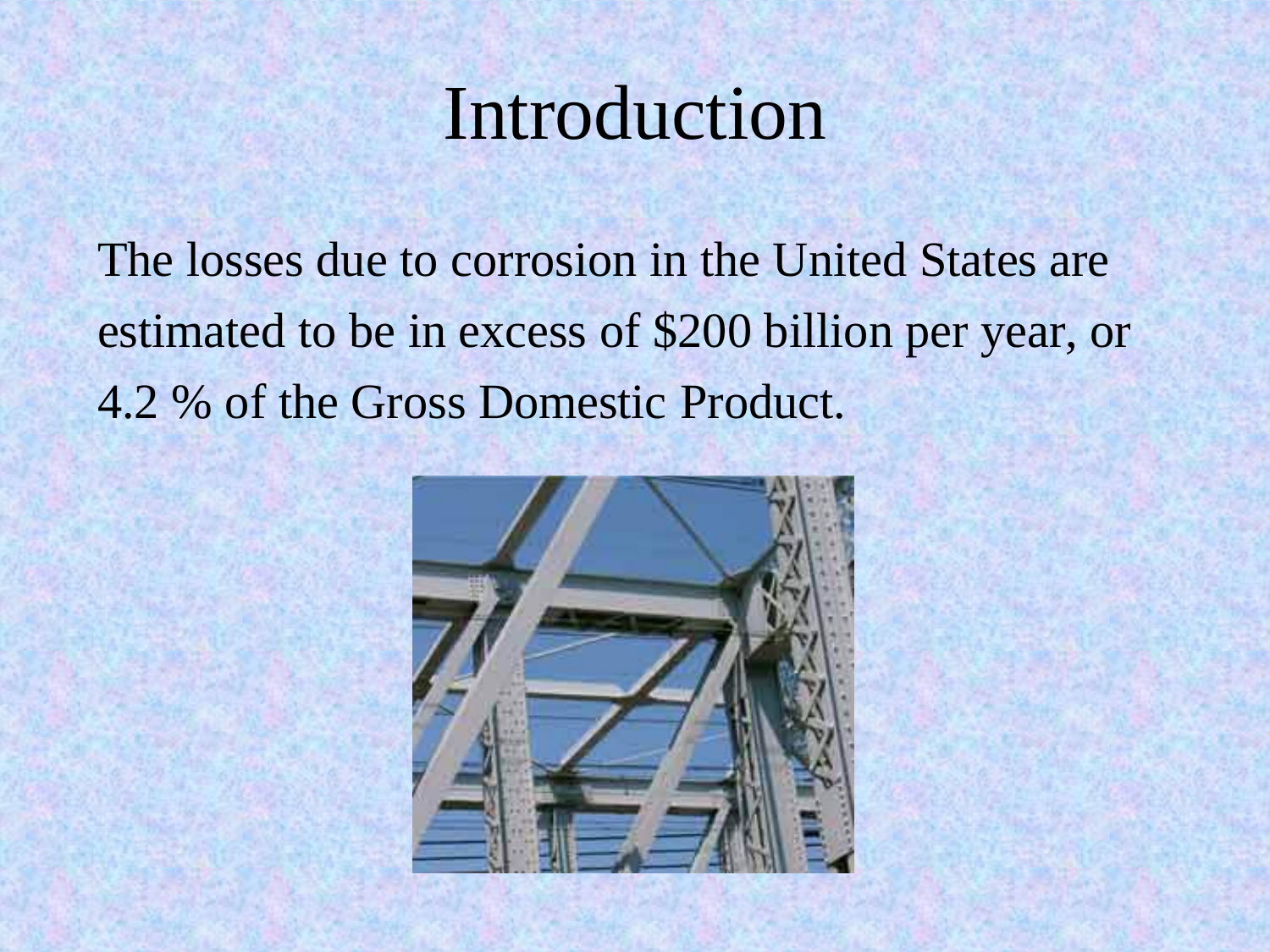# Introduction

The losses due to corrosion in the United States are estimated to be in excess of $200 billion per year, or 4.2 % of the Gross Domestic Product.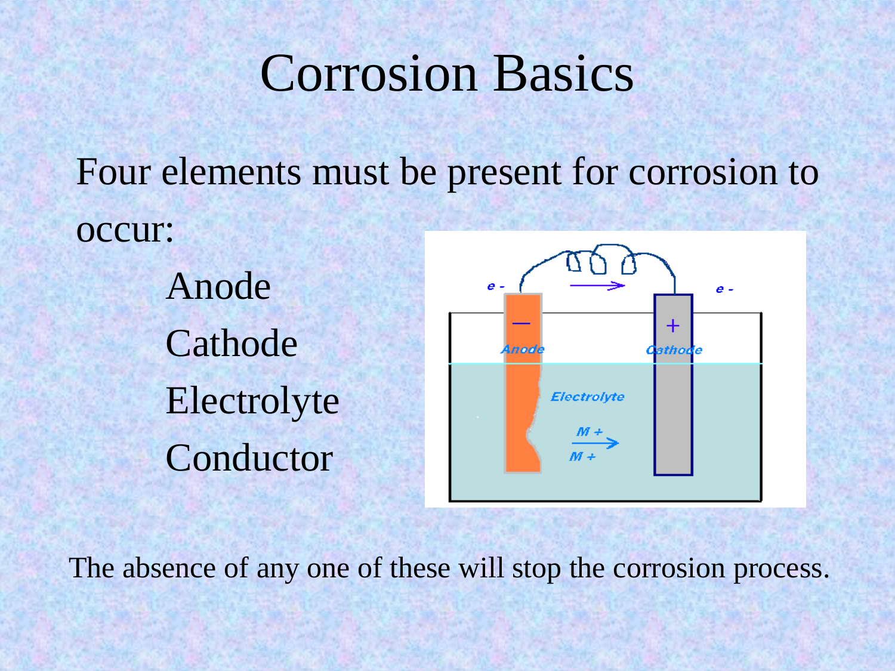# Corrosion Basics

Four elements must be present for corrosion to occur:

- Anode
- Cathode
- Electrolyte
- Conductor

The absence of any one of these will stop the corrosion process.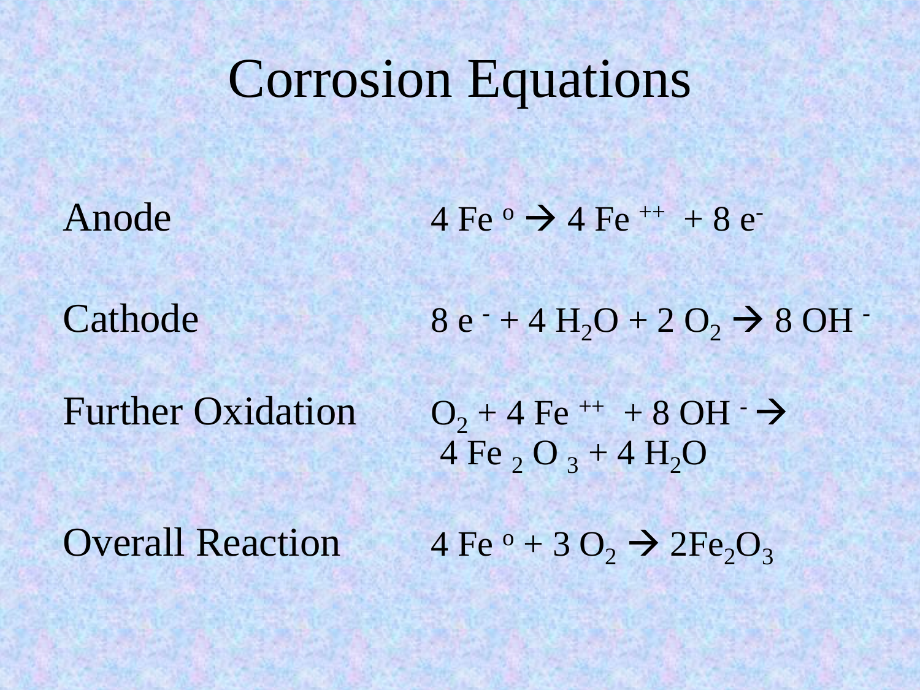# Corrosion Equations

| | |
|---|---|
| Anode | $4\ Fe^{o} \rightarrow 4\ Fe^{++} + 8\ e^{-}$ |
| Cathode | $8\ e^{-} + 4\ H_2O + 2\ O_2 \rightarrow 8\ OH^{-}$ |
| Further Oxidation | $O_2 + 4\ Fe^{++} + 8\ OH^{-} \rightarrow 4\ Fe_2O_3 + 4\ H_2O$ |
| Overall Reaction | $4\ Fe^{o} + 3\ O_2 \rightarrow 2Fe_2O_3$ |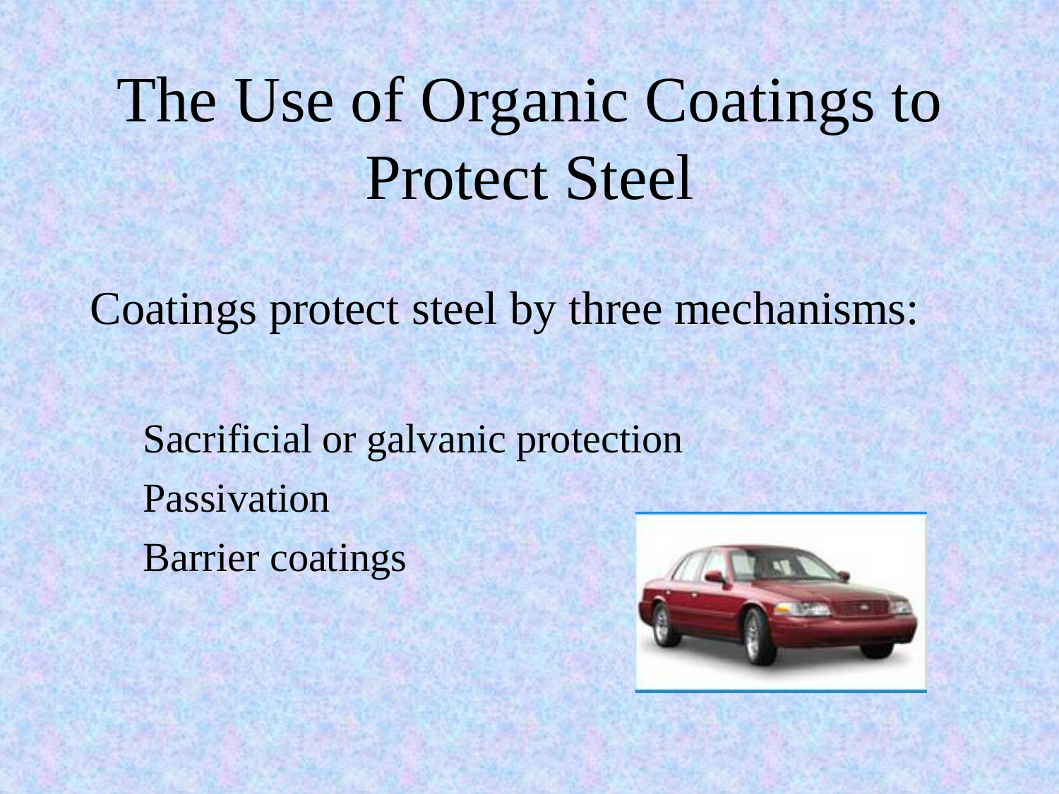# The Use of Organic Coatings to Protect Steel

Coatings protect steel by three mechanisms:

- Sacrificial or galvanic protection
- Passivation
- Barrier coatings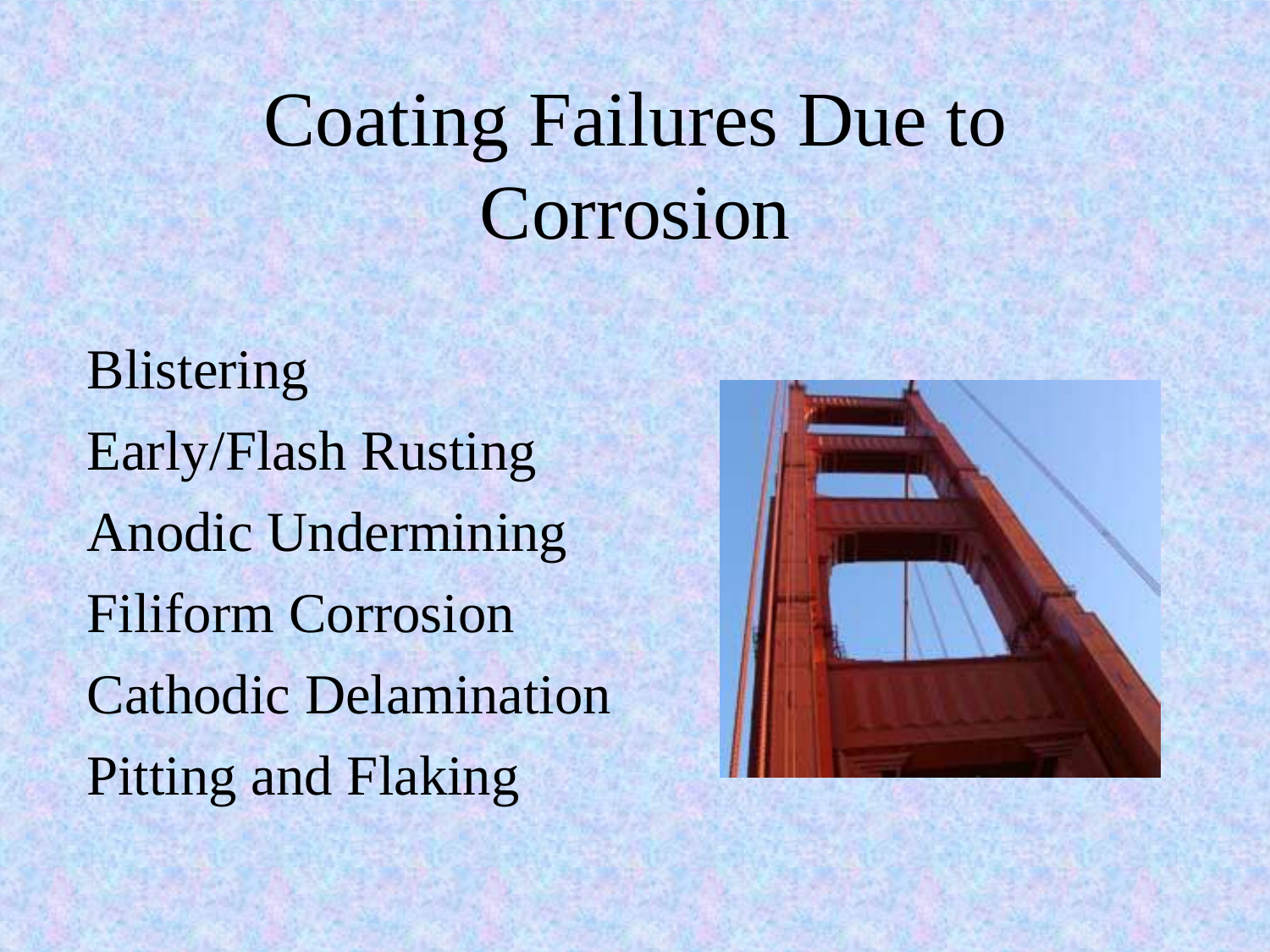# Coating Failures Due to Corrosion

Blistering

Early/Flash Rusting

Anodic Undermining

Filiform Corrosion

Cathodic Delamination

Pitting and Flaking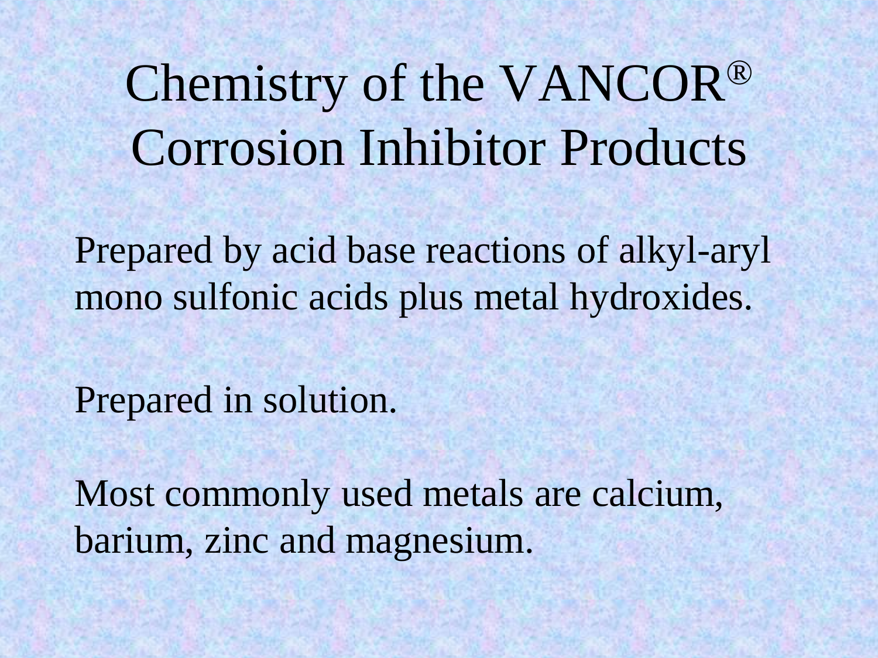# Chemistry of the VANCOR® Corrosion Inhibitor Products

Prepared by acid base reactions of alkyl-aryl mono sulfonic acids plus metal hydroxides.

Prepared in solution.

Most commonly used metals are calcium, barium, zinc and magnesium.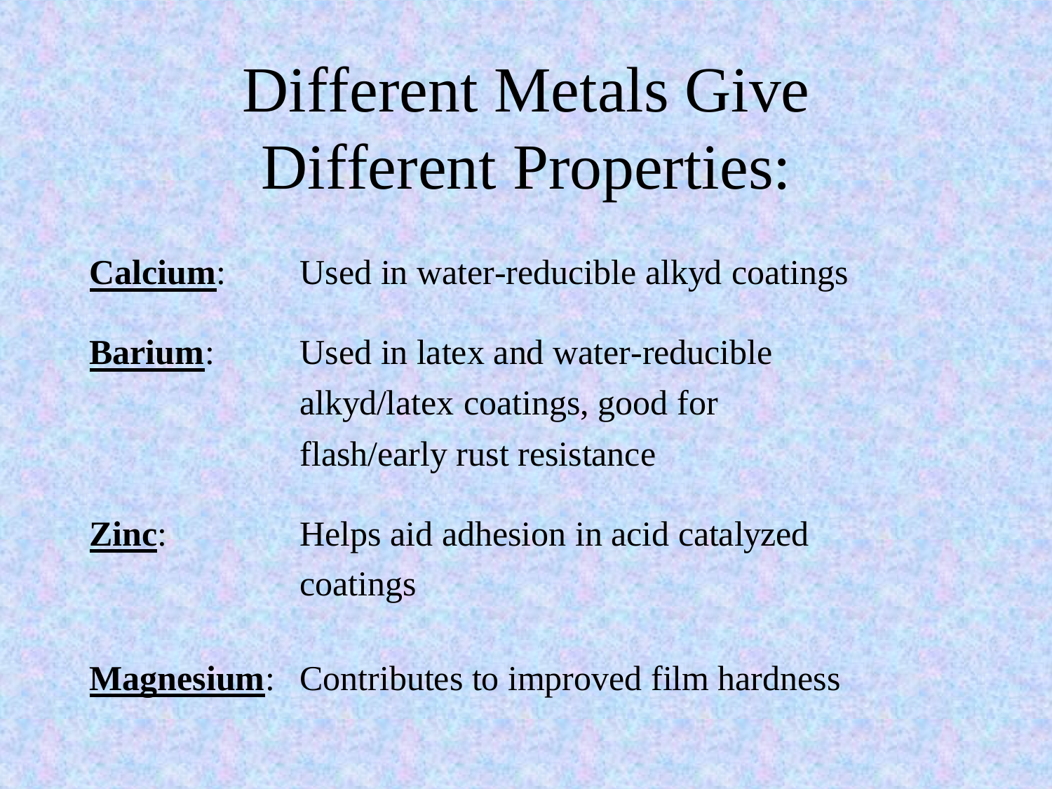# Different Metals Give Different Properties:

**Calcium**: Used in water-reducible alkyd coatings

**Barium**: Used in latex and water-reducible alkyd/latex coatings, good for flash/early rust resistance

**Zinc**: Helps aid adhesion in acid catalyzed coatings

**Magnesium**: Contributes to improved film hardness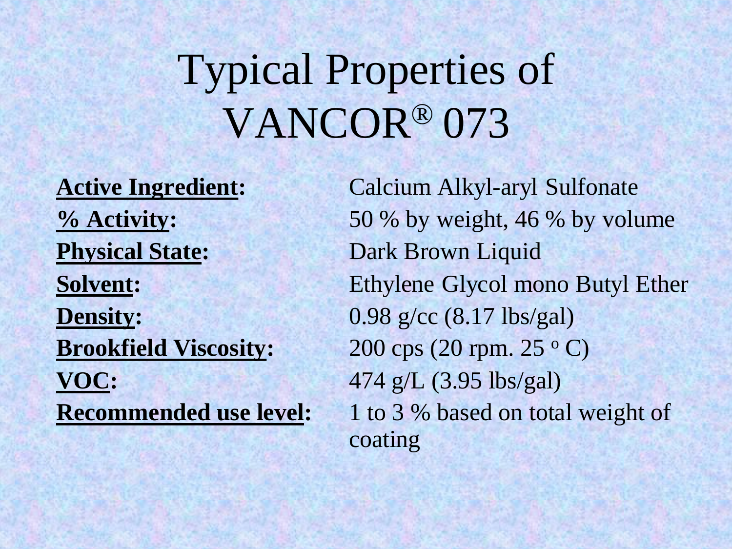# Typical Properties of VANCOR® 073

| | |
|---|---|
| **Active Ingredient:** | Calcium Alkyl-aryl Sulfonate |
| **% Activity:** | 50 % by weight, 46 % by volume |
| **Physical State:** | Dark Brown Liquid |
| **Solvent:** | Ethylene Glycol mono Butyl Ether |
| **Density:** | 0.98 g/cc (8.17 lbs/gal) |
| **Brookfield Viscosity:** | 200 cps (20 rpm. 25 $^{o}$ C) |
| **VOC:** | 474 g/L (3.95 lbs/gal) |
| **Recommended use level:** | 1 to 3 % based on total weight of coating |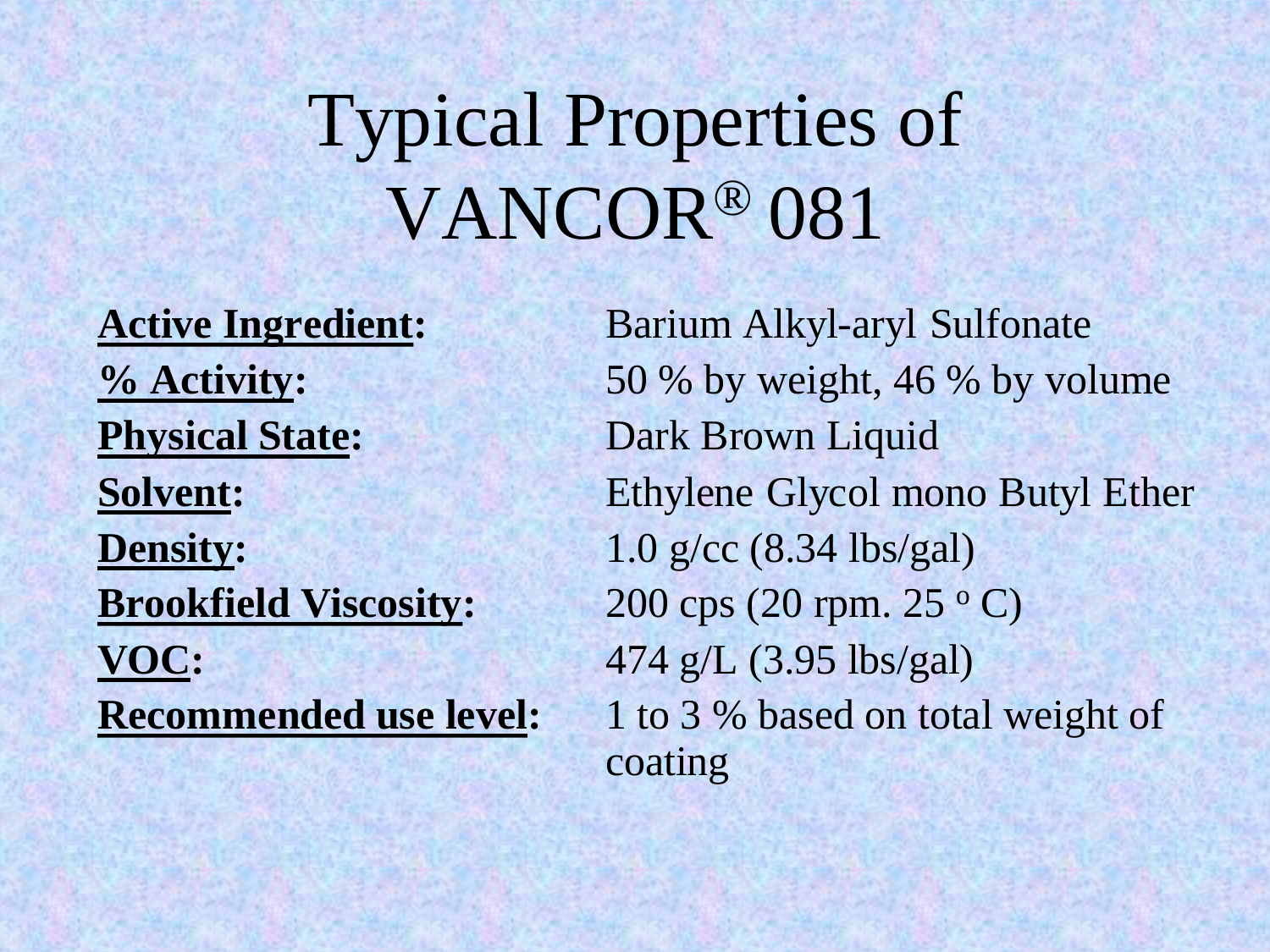# Typical Properties of VANCOR® 081

| | |
|---|---|
| **Active Ingredient:** | Barium Alkyl-aryl Sulfonate |
| **% Activity:** | 50 % by weight, 46 % by volume |
| **Physical State:** | Dark Brown Liquid |
| **Solvent:** | Ethylene Glycol mono Butyl Ether |
| **Density:** | 1.0 g/cc (8.34 lbs/gal) |
| **Brookfield Viscosity:** | 200 cps (20 rpm. 25 $^{o}$ C) |
| **VOC:** | 474 g/L (3.95 lbs/gal) |
| **Recommended use level:** | 1 to 3 % based on total weight of coating |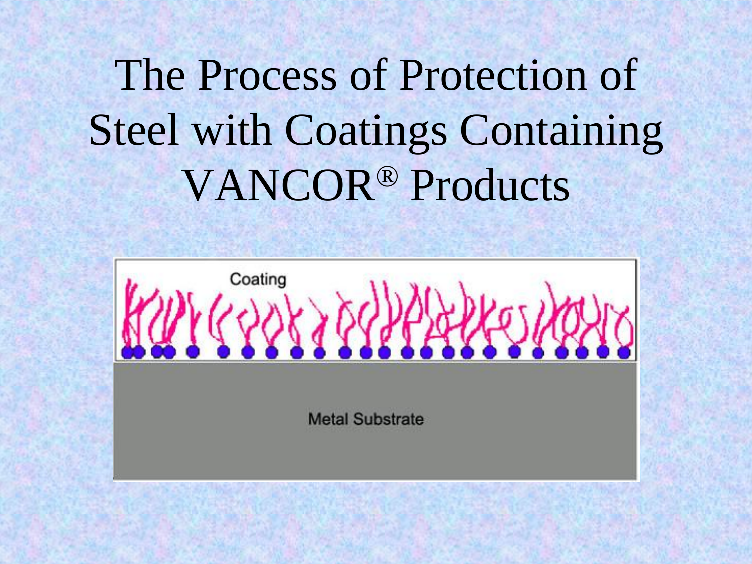# The Process of Protection of Steel with Coatings Containing VANCOR® Products

Coating

Metal Substrate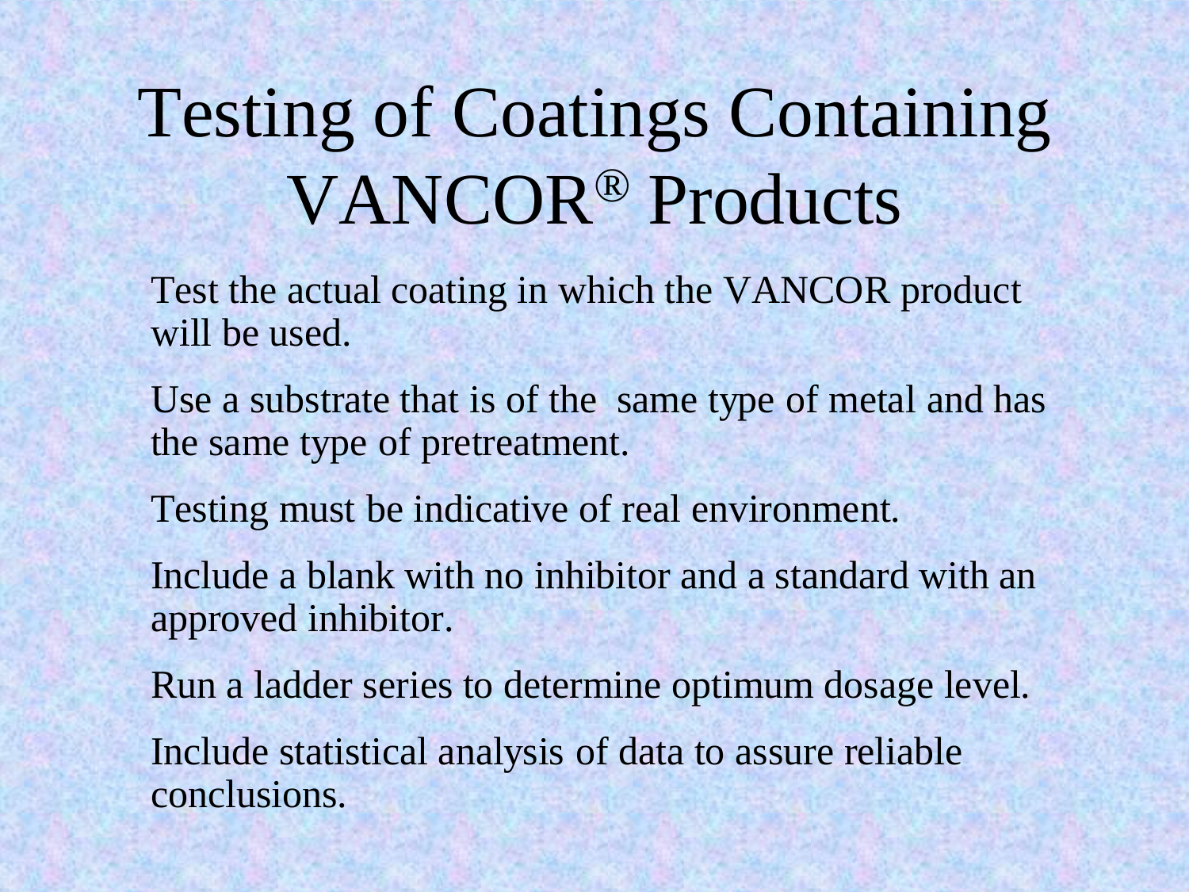# Testing of Coatings Containing VANCOR® Products

Test the actual coating in which the VANCOR product will be used.

Use a substrate that is of the same type of metal and has the same type of pretreatment.

Testing must be indicative of real environment.

Include a blank with no inhibitor and a standard with an approved inhibitor.

Run a ladder series to determine optimum dosage level.

Include statistical analysis of data to assure reliable conclusions.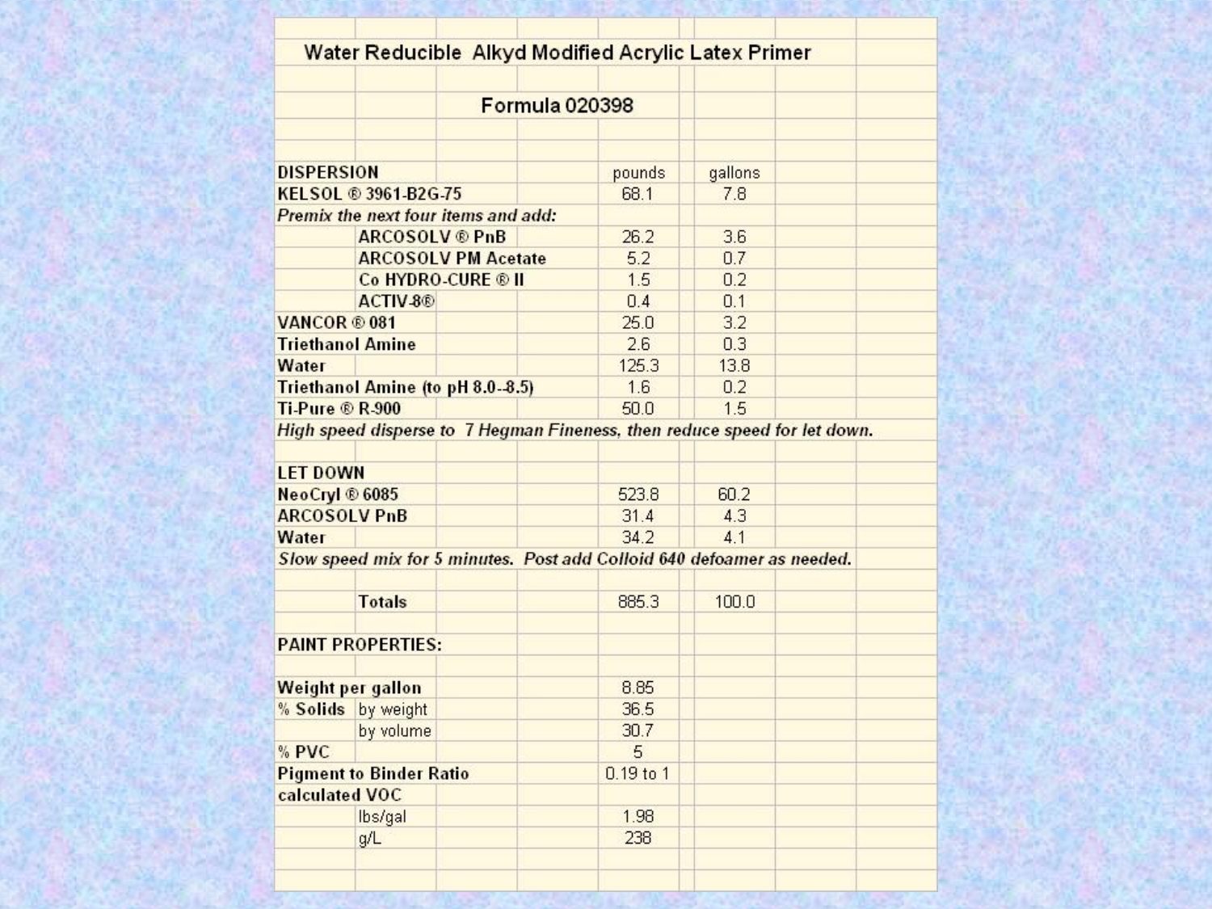# Water Reducible Alkyd Modified Acrylic Latex Primer

## Formula 020398

| DISPERSION | pounds | gallons |
|---|---|---|
| KELSOL ® 3961-B2G-75 | 68.1 | 7.8 |
| *Premix the next four items and add:* | | |
| ARCOSOLV ® PnB | 26.2 | 3.6 |
| ARCOSOLV PM Acetate | 5.2 | 0.7 |
| Co HYDRO-CURE ® II | 1.5 | 0.2 |
| ACTIV-8® | 0.4 | 0.1 |
| VANCOR ® 081 | 25.0 | 3.2 |
| Triethanol Amine | 2.6 | 0.3 |
| Water | 125.3 | 13.8 |
| Triethanol Amine (to pH 8.0--8.5) | 1.6 | 0.2 |
| Ti-Pure ® R-900 | 50.0 | 1.5 |
| *High speed disperse to 7 Hegman Fineness, then reduce speed for let down.* | | |
| **LET DOWN** | | |
| NeoCryl ® 6085 | 523.8 | 60.2 |
| ARCOSOLV PnB | 31.4 | 4.3 |
| Water | 34.2 | 4.1 |
| *Slow speed mix for 5 minutes. Post add Colloid 640 defoamer as needed.* | | |
| **Totals** | 885.3 | 100.0 |

**PAINT PROPERTIES:**

| Property | | Value |
|---|---|---|
| Weight per gallon | | 8.85 |
| % Solids | by weight | 36.5 |
| | by volume | 30.7 |
| % PVC | | 5 |
| Pigment to Binder Ratio | | 0.19 to 1 |
| calculated VOC | | |
| | lbs/gal | 1.98 |
| | g/L | 238 |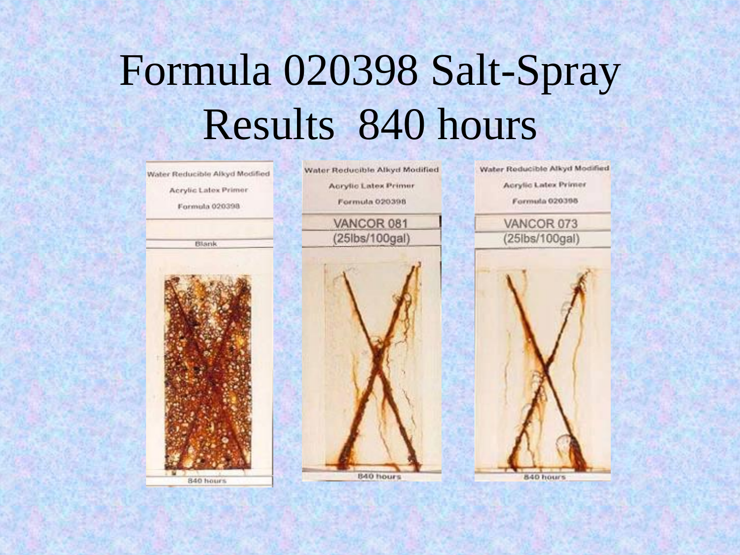# Formula 020398 Salt-Spray Results 840 hours

Water Reducible Alkyd Modified Acrylic Latex Primer Formula 020398

Blank

840 hours

Water Reducible Alkyd Modified Acrylic Latex Primer Formula 020398

VANCOR 081 (25lbs/100gal)

840 hours

Water Reducible Alkyd Modified Acrylic Latex Primer Formula 020398

VANCOR 073 (25lbs/100gal)

840 hours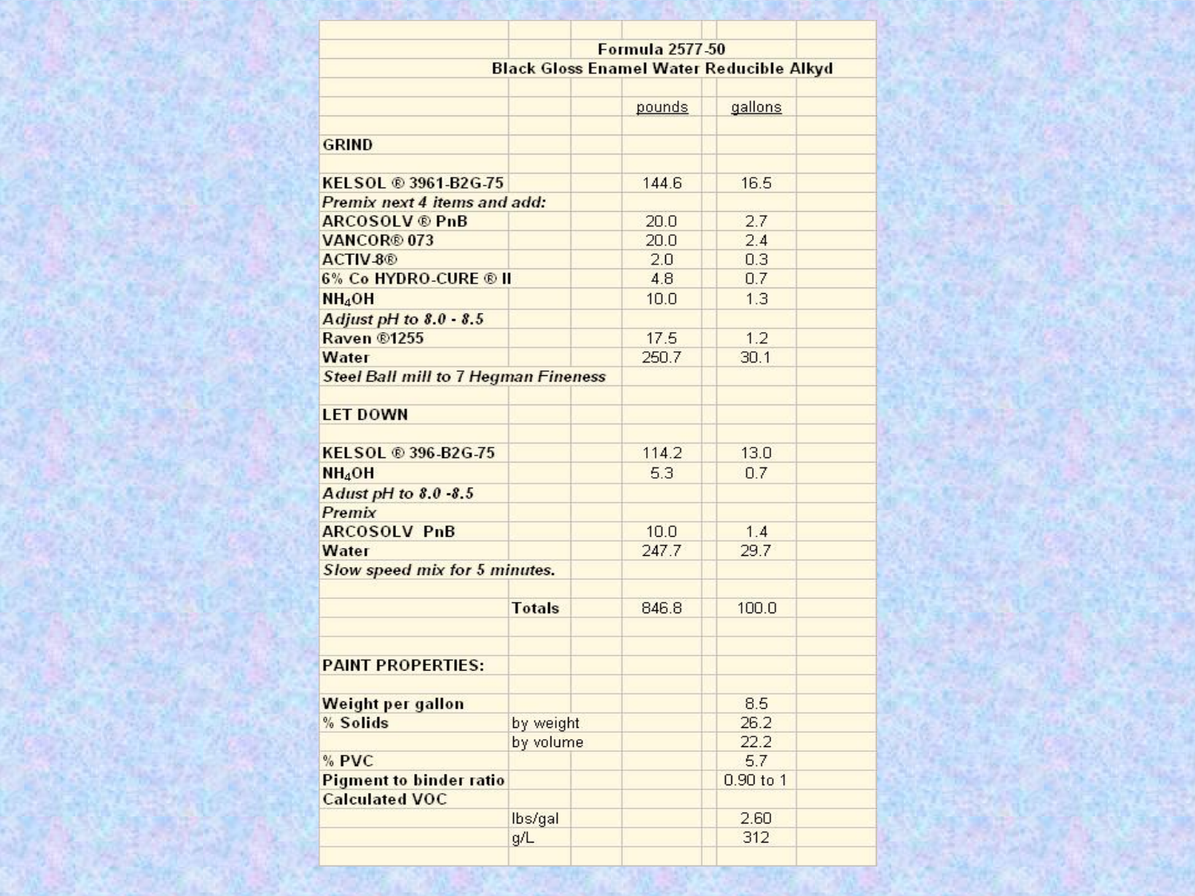## Formula 2577-50

### Black Gloss Enamel Water Reducible Alkyd

| | | pounds | gallons |
|---|---|---|---|
| **GRIND** | | | |
| **KELSOL ® 3961-B2G-75** | | 144.6 | 16.5 |
| ***Premix next 4 items and add:*** | | | |
| **ARCOSOLV ® PnB** | | 20.0 | 2.7 |
| **VANCOR® 073** | | 20.0 | 2.4 |
| **ACTIV-8®** | | 2.0 | 0.3 |
| **6% Co HYDRO-CURE ® II** | | 4.8 | 0.7 |
| **$NH_4OH$** | | 10.0 | 1.3 |
| ***Adjust pH to 8.0 - 8.5*** | | | |
| **Raven ®1255** | | 17.5 | 1.2 |
| **Water** | | 250.7 | 30.1 |
| ***Steel Ball mill to 7 Hegman Fineness*** | | | |
| **LET DOWN** | | | |
| **KELSOL ® 396-B2G-75** | | 114.2 | 13.0 |
| **$NH_4OH$** | | 5.3 | 0.7 |
| ***Adust pH to 8.0 -8.5*** | | | |
| ***Premix*** | | | |
| **ARCOSOLV PnB** | | 10.0 | 1.4 |
| **Water** | | 247.7 | 29.7 |
| ***Slow speed mix for 5 minutes.*** | | | |
| | **Totals** | 846.8 | 100.0 |

| PAINT PROPERTIES: | | |
|---|---|---|
| **Weight per gallon** | | 8.5 |
| **% Solids** | by weight | 26.2 |
| | by volume | 22.2 |
| **% PVC** | | 5.7 |
| **Pigment to binder ratio** | | 0.90 to 1 |
| **Calculated VOC** | | |
| | lbs/gal | 2.60 |
| | g/L | 312 |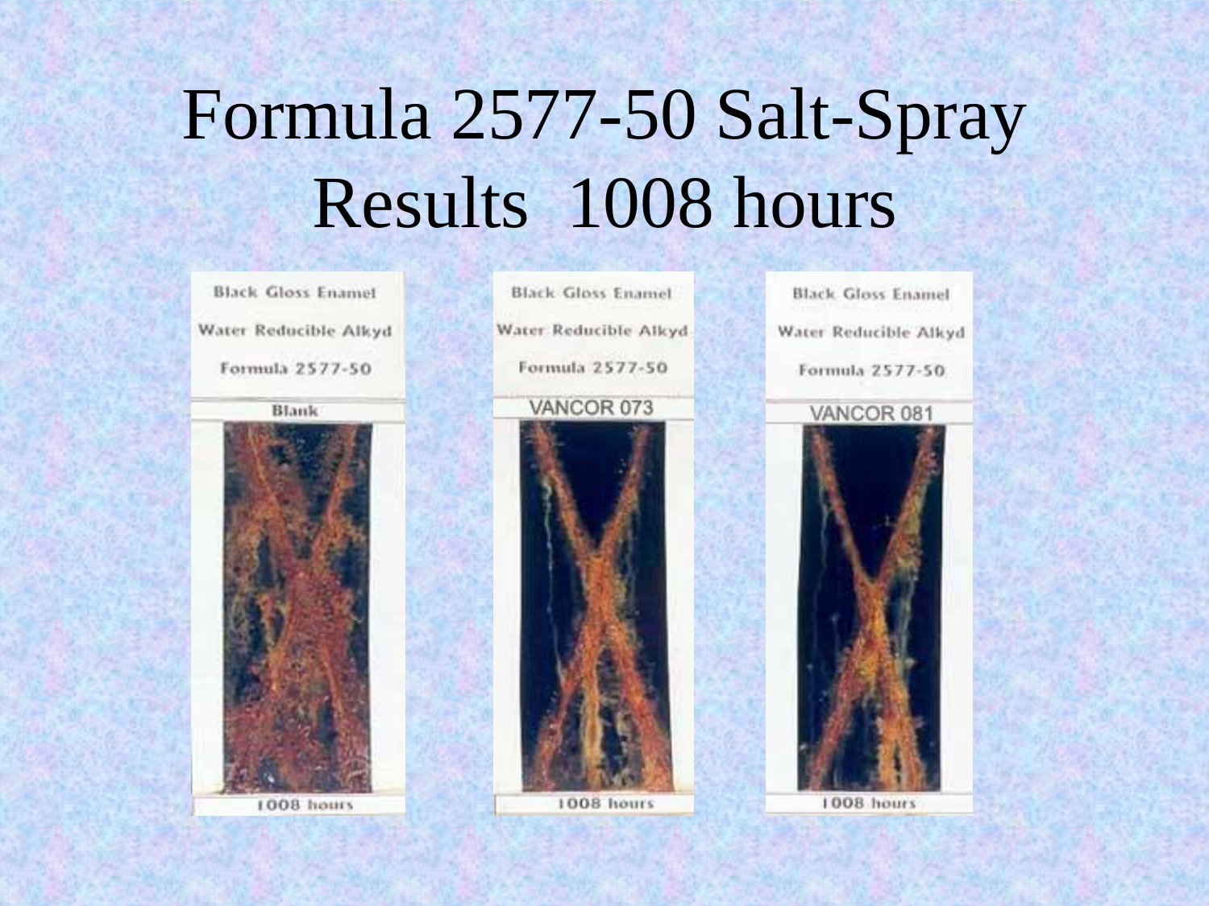# Formula 2577-50 Salt-Spray Results 1008 hours

Black Gloss Enamel
Water Reducible Alkyd
Formula 2577-50
Blank
1008 hours

Black Gloss Enamel
Water Reducible Alkyd
Formula 2577-50
VANCOR 073
1008 hours

Black Gloss Enamel
Water Reducible Alkyd
Formula 2577-50
VANCOR 081
1008 hours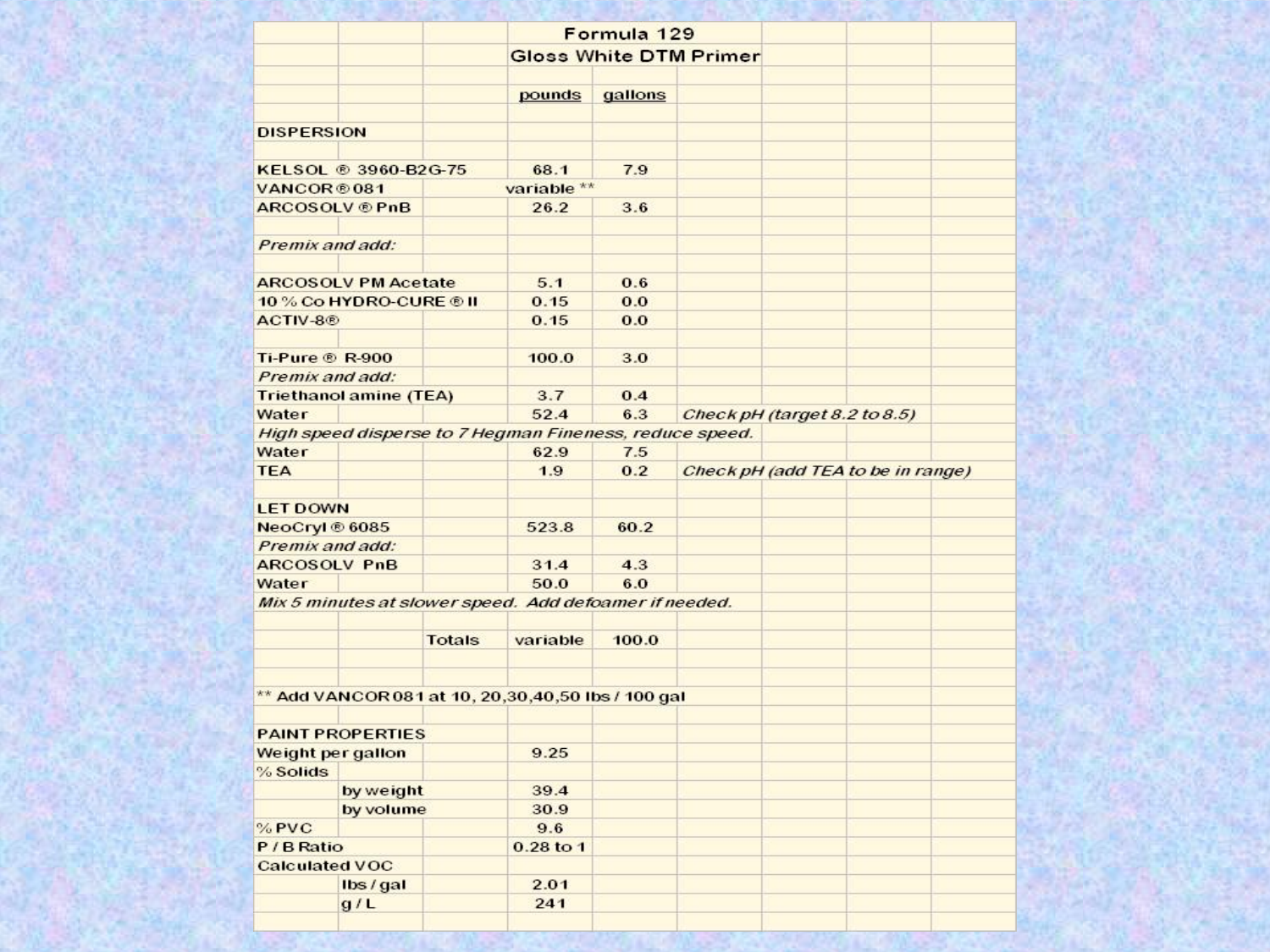## Formula 129

### Gloss White DTM Primer

| | pounds | gallons | |
|---|---|---|---|
| **DISPERSION** | | | |
| KELSOL ® 3960-B2G-75 | 68.1 | 7.9 | |
| VANCOR ® 081 | variable ** | | |
| ARCOSOLV ® PnB | 26.2 | 3.6 | |
| *Premix and add:* | | | |
| ARCOSOLV PM Acetate | 5.1 | 0.6 | |
| 10 % Co HYDRO-CURE ® II | 0.15 | 0.0 | |
| ACTIV-8® | 0.15 | 0.0 | |
| Ti-Pure ® R-900 | 100.0 | 3.0 | |
| *Premix and add:* | | | |
| Triethanol amine (TEA) | 3.7 | 0.4 | |
| Water | 52.4 | 6.3 | *Check pH (target 8.2 to 8.5)* |
| *High speed disperse to 7 Hegman Fineness, reduce speed.* | | | |
| Water | 62.9 | 7.5 | |
| TEA | 1.9 | 0.2 | *Check pH (add TEA to be in range)* |
| **LET DOWN** | | | |
| NeoCryl ® 6085 | 523.8 | 60.2 | |
| *Premix and add:* | | | |
| ARCOSOLV PnB | 31.4 | 4.3 | |
| Water | 50.0 | 6.0 | |
| *Mix 5 minutes at slower speed. Add defoamer if needed.* | | | |
| Totals | variable | 100.0 | |

** Add VANCOR 081 at 10, 20,30,40,50 lbs / 100 gal

| PAINT PROPERTIES | |
|---|---|
| Weight per gallon | 9.25 |
| % Solids | |
| by weight | 39.4 |
| by volume | 30.9 |
| % PVC | 9.6 |
| P / B Ratio | 0.28 to 1 |
| Calculated VOC | |
| lbs / gal | 2.01 |
| g / L | 241 |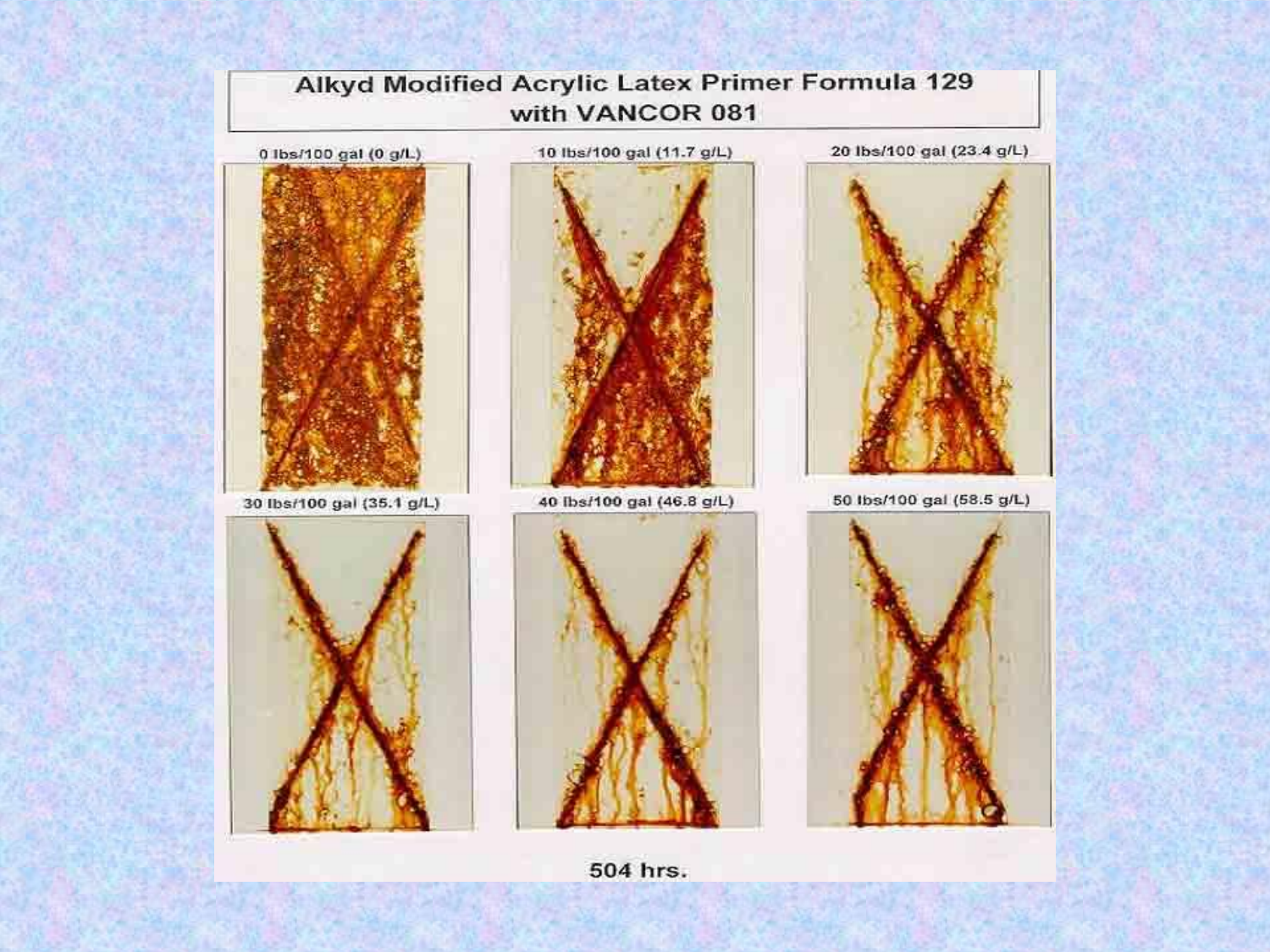# Alkyd Modified Acrylic Latex Primer Formula 129 with VANCOR 081

0 lbs/100 gal (0 g/L)

10 lbs/100 gal (11.7 g/L)

20 lbs/100 gal (23.4 g/L)

30 lbs/100 gal (35.1 g/L)

40 lbs/100 gal (46.8 g/L)

50 lbs/100 gal (58.5 g/L)

504 hrs.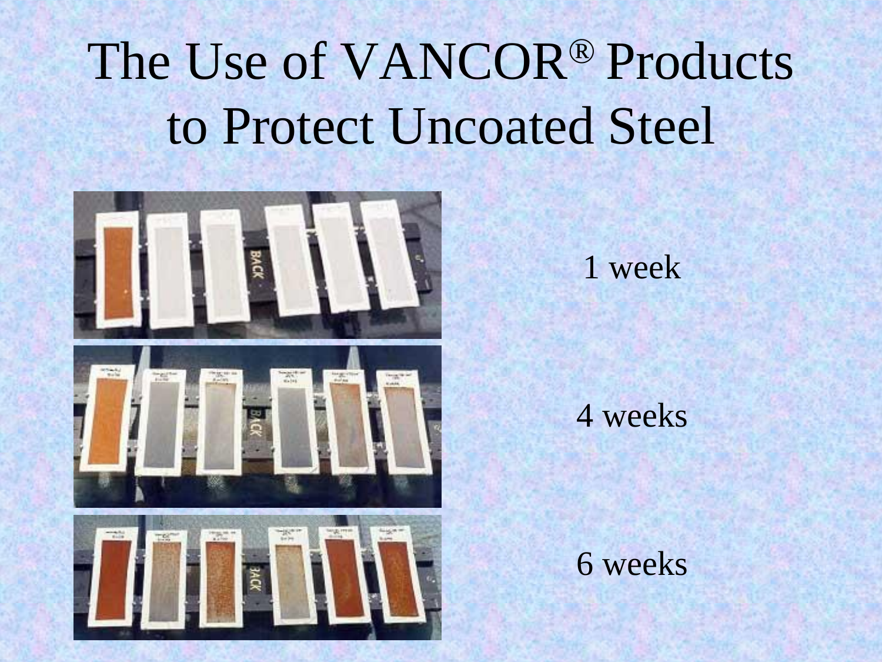# The Use of VANCOR® Products to Protect Uncoated Steel

1 week

4 weeks

6 weeks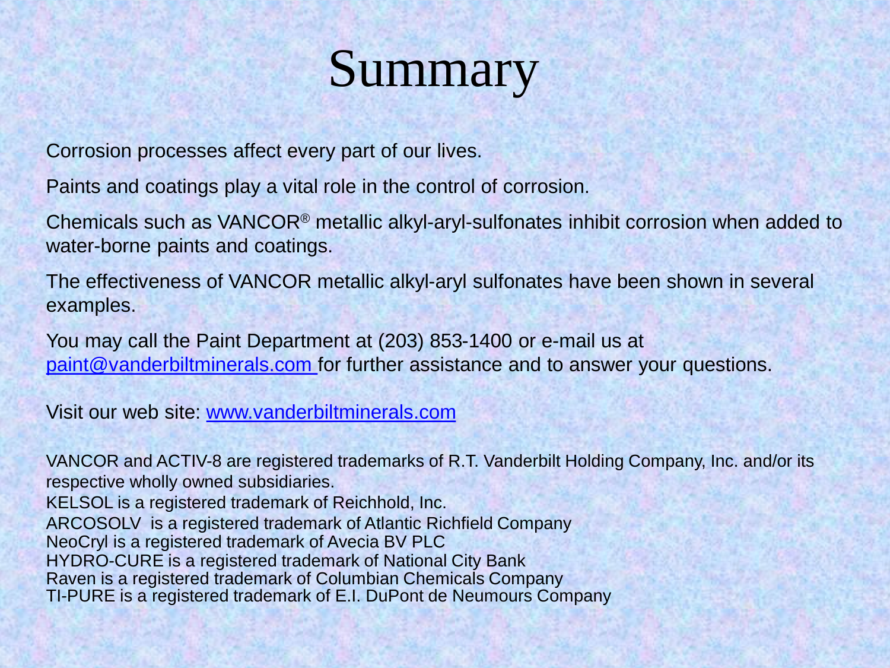# Summary

Corrosion processes affect every part of our lives.

Paints and coatings play a vital role in the control of corrosion.

Chemicals such as VANCOR® metallic alkyl-aryl-sulfonates inhibit corrosion when added to water-borne paints and coatings.

The effectiveness of VANCOR metallic alkyl-aryl sulfonates have been shown in several examples.

You may call the Paint Department at (203) 853-1400 or e-mail us at paint@vanderbiltminerals.com for further assistance and to answer your questions.

Visit our web site: www.vanderbiltminerals.com

VANCOR and ACTIV-8 are registered trademarks of R.T. Vanderbilt Holding Company, Inc. and/or its respective wholly owned subsidiaries.

KELSOL is a registered trademark of Reichhold, Inc.

ARCOSOLV is a registered trademark of Atlantic Richfield Company

NeoCryl is a registered trademark of Avecia BV PLC

HYDRO-CURE is a registered trademark of National City Bank

Raven is a registered trademark of Columbian Chemicals Company

TI-PURE is a registered trademark of E.I. DuPont de Neumours Company